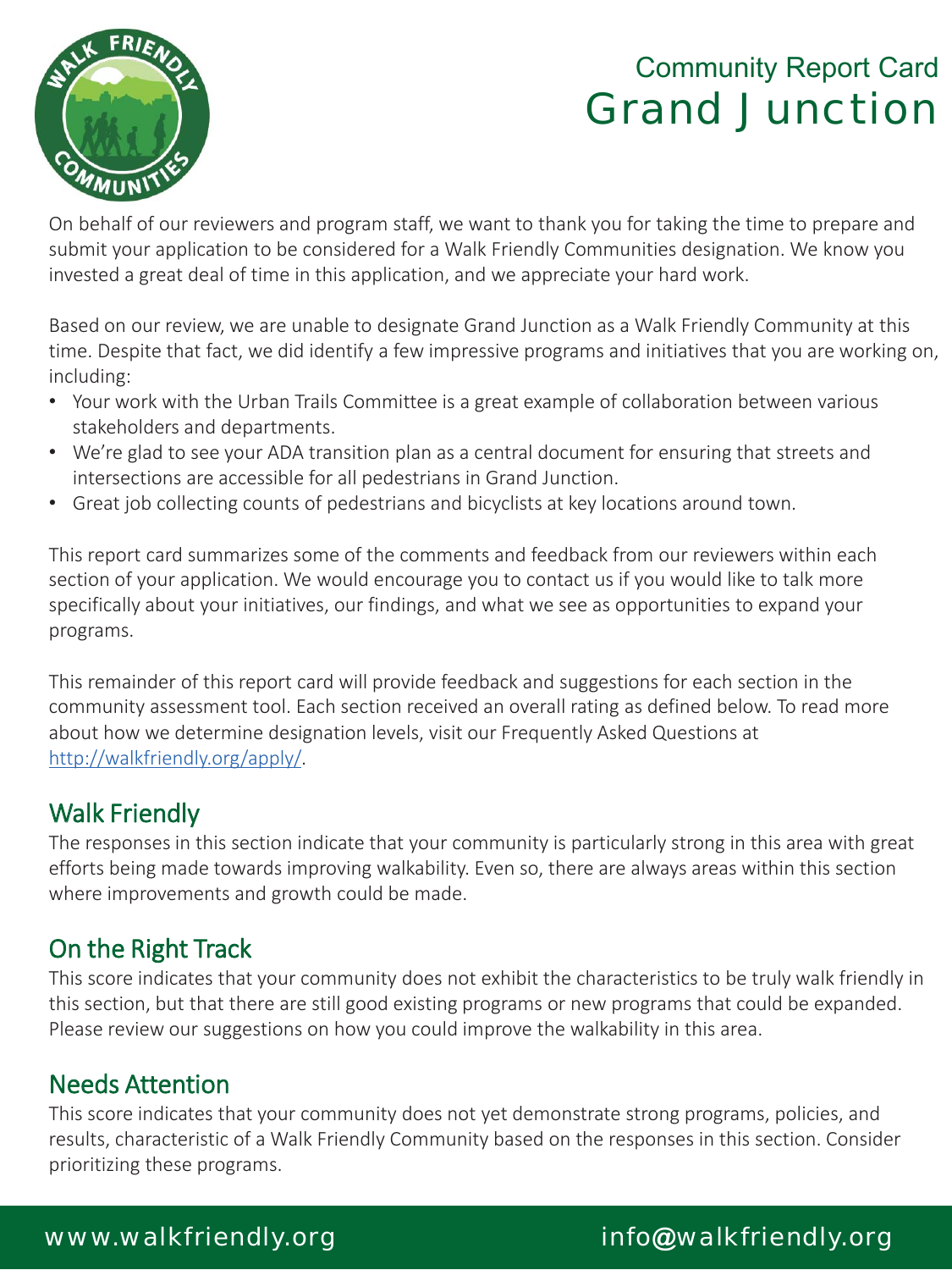# Community Report Card

# Grand Junction

On behalf of our reviewers and program staff, we want to thank you for taking the time to prepare and submit your application to be considered for a Walk Friendly Communities designation. We know you invested a great deal of time in this application, and we appreciate your hard work.

Based on our review, we are unable to designate Grand Junction as a Walk Friendly Community at this time. Despite that fact, we did identify a few impressive programs and initiatives that you are working on, including:

- Your work with the Urban Trails Committee is a great example of collaboration between various stakeholders and departments.
- We're glad to see your ADA transition plan as a central document for ensuring that streets and intersections are accessible for all pedestrians in Grand Junction.
- Great job collecting counts of pedestrians and bicyclists at key locations around town.

This report card summarizes some of the comments and feedback from our reviewers within each section of your application. We would encourage you to contact us if you would like to talk more specifically about your initiatives, our findings, and what we see as opportunities to expand your programs.

This remainder of this report card will provide feedback and suggestions for each section in the community assessment tool. Each section received an overall rating as defined below. To read more about how we determine designation levels, visit our Frequently Asked Questions at http://walkfriendly.org/apply/.

## Walk Friendly

The responses in this section indicate that your community is particularly strong in this area with great efforts being made towards improving walkability. Even so, there are always areas within this section where improvements and growth could be made.

## On the Right Track

This score indicates that your community does not exhibit the characteristics to be truly walk friendly in this section, but that there are still good existing programs or new programs that could be expanded. Please review our suggestions on how you could improve the walkability in this area.

## Needs Attention

This score indicates that your community does not yet demonstrate strong programs, policies, and results, characteristic of a Walk Friendly Community based on the responses in this section. Consider prioritizing these programs.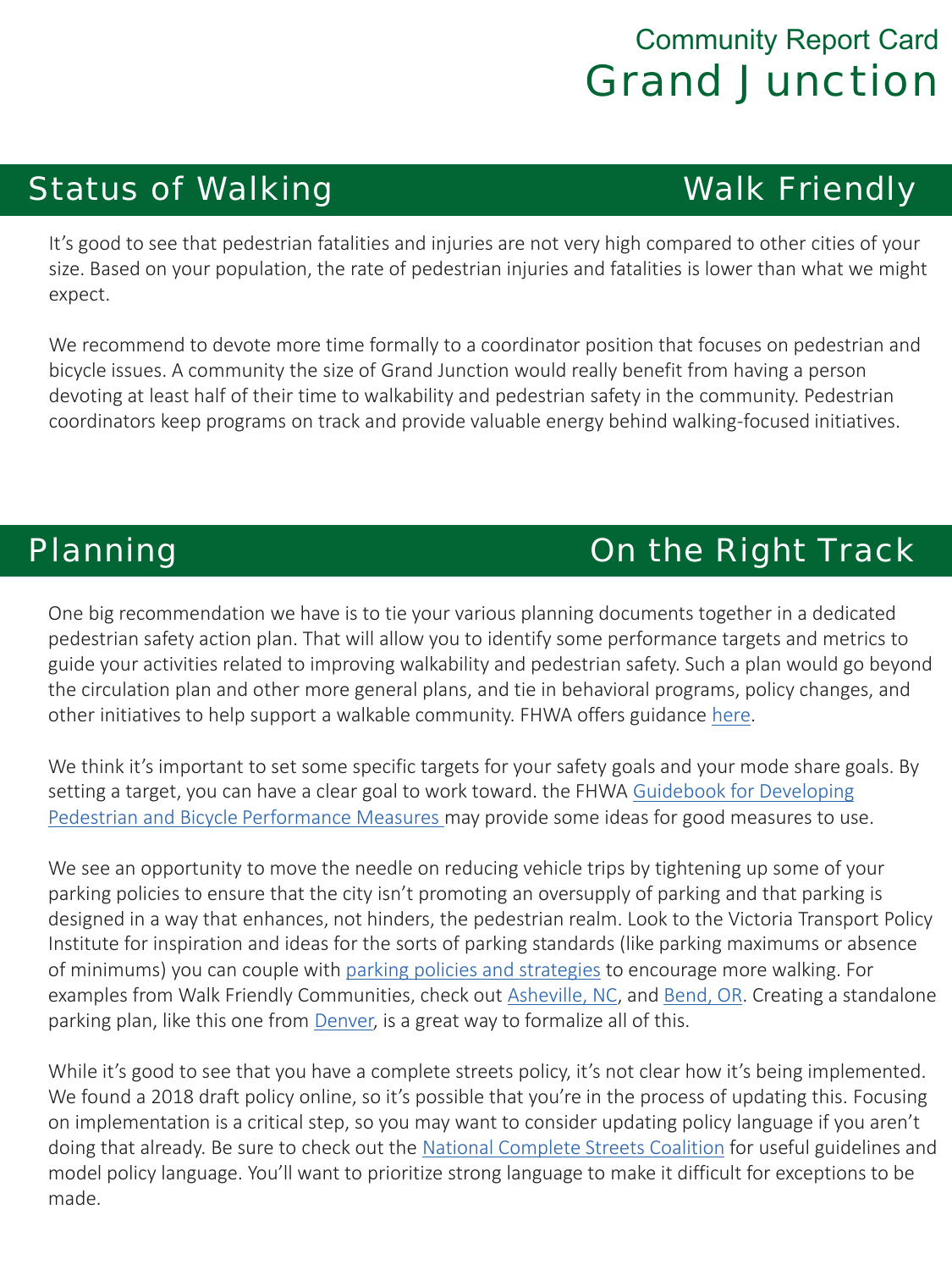# Community Report Card
# Grand Junction

## Status of Walking — Walk Friendly

It's good to see that pedestrian fatalities and injuries are not very high compared to other cities of your size. Based on your population, the rate of pedestrian injuries and fatalities is lower than what we might expect.

We recommend to devote more time formally to a coordinator position that focuses on pedestrian and bicycle issues. A community the size of Grand Junction would really benefit from having a person devoting at least half of their time to walkability and pedestrian safety in the community. Pedestrian coordinators keep programs on track and provide valuable energy behind walking-focused initiatives.

## Planning — On the Right Track

One big recommendation we have is to tie your various planning documents together in a dedicated pedestrian safety action plan. That will allow you to identify some performance targets and metrics to guide your activities related to improving walkability and pedestrian safety. Such a plan would go beyond the circulation plan and other more general plans, and tie in behavioral programs, policy changes, and other initiatives to help support a walkable community. FHWA offers guidance here.

We think it's important to set some specific targets for your safety goals and your mode share goals. By setting a target, you can have a clear goal to work toward. the FHWA Guidebook for Developing Pedestrian and Bicycle Performance Measures may provide some ideas for good measures to use.

We see an opportunity to move the needle on reducing vehicle trips by tightening up some of your parking policies to ensure that the city isn't promoting an oversupply of parking and that parking is designed in a way that enhances, not hinders, the pedestrian realm. Look to the Victoria Transport Policy Institute for inspiration and ideas for the sorts of parking standards (like parking maximums or absence of minimums) you can couple with parking policies and strategies to encourage more walking. For examples from Walk Friendly Communities, check out Asheville, NC, and Bend, OR. Creating a standalone parking plan, like this one from Denver, is a great way to formalize all of this.

While it's good to see that you have a complete streets policy, it's not clear how it's being implemented. We found a 2018 draft policy online, so it's possible that you're in the process of updating this. Focusing on implementation is a critical step, so you may want to consider updating policy language if you aren't doing that already. Be sure to check out the National Complete Streets Coalition for useful guidelines and model policy language. You'll want to prioritize strong language to make it difficult for exceptions to be made.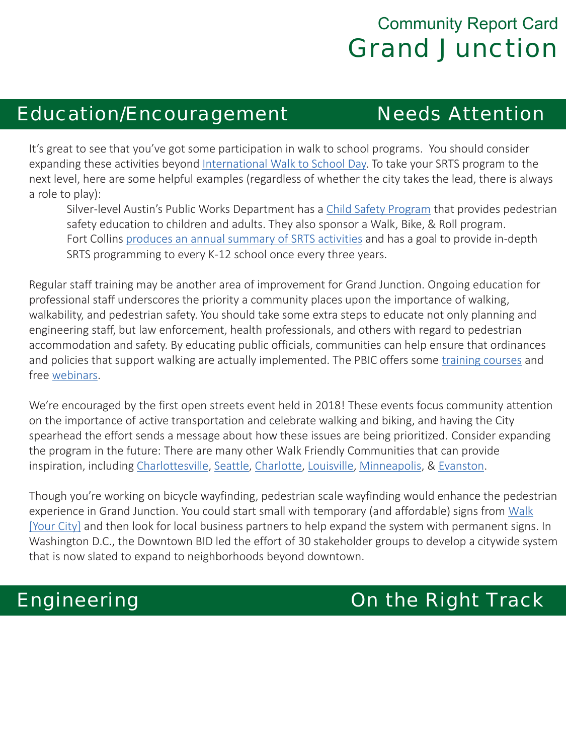# Community Report Card
# Grand Junction

## Education/Encouragement — Needs Attention

It's great to see that you've got some participation in walk to school programs. You should consider expanding these activities beyond International Walk to School Day. To take your SRTS program to the next level, here are some helpful examples (regardless of whether the city takes the lead, there is always a role to play):

- Silver-level Austin's Public Works Department has a Child Safety Program that provides pedestrian safety education to children and adults. They also sponsor a Walk, Bike, & Roll program.
- Fort Collins produces an annual summary of SRTS activities and has a goal to provide in-depth SRTS programming to every K-12 school once every three years.

Regular staff training may be another area of improvement for Grand Junction. Ongoing education for professional staff underscores the priority a community places upon the importance of walking, walkability, and pedestrian safety. You should take some extra steps to educate not only planning and engineering staff, but law enforcement, health professionals, and others with regard to pedestrian accommodation and safety. By educating public officials, communities can help ensure that ordinances and policies that support walking are actually implemented. The PBIC offers some training courses and free webinars.

We're encouraged by the first open streets event held in 2018! These events focus community attention on the importance of active transportation and celebrate walking and biking, and having the City spearhead the effort sends a message about how these issues are being prioritized. Consider expanding the program in the future: There are many other Walk Friendly Communities that can provide inspiration, including Charlottesville, Seattle, Charlotte, Louisville, Minneapolis, & Evanston.

Though you're working on bicycle wayfinding, pedestrian scale wayfinding would enhance the pedestrian experience in Grand Junction. You could start small with temporary (and affordable) signs from Walk [Your City] and then look for local business partners to help expand the system with permanent signs. In Washington D.C., the Downtown BID led the effort of 30 stakeholder groups to develop a citywide system that is now slated to expand to neighborhoods beyond downtown.

## Engineering — On the Right Track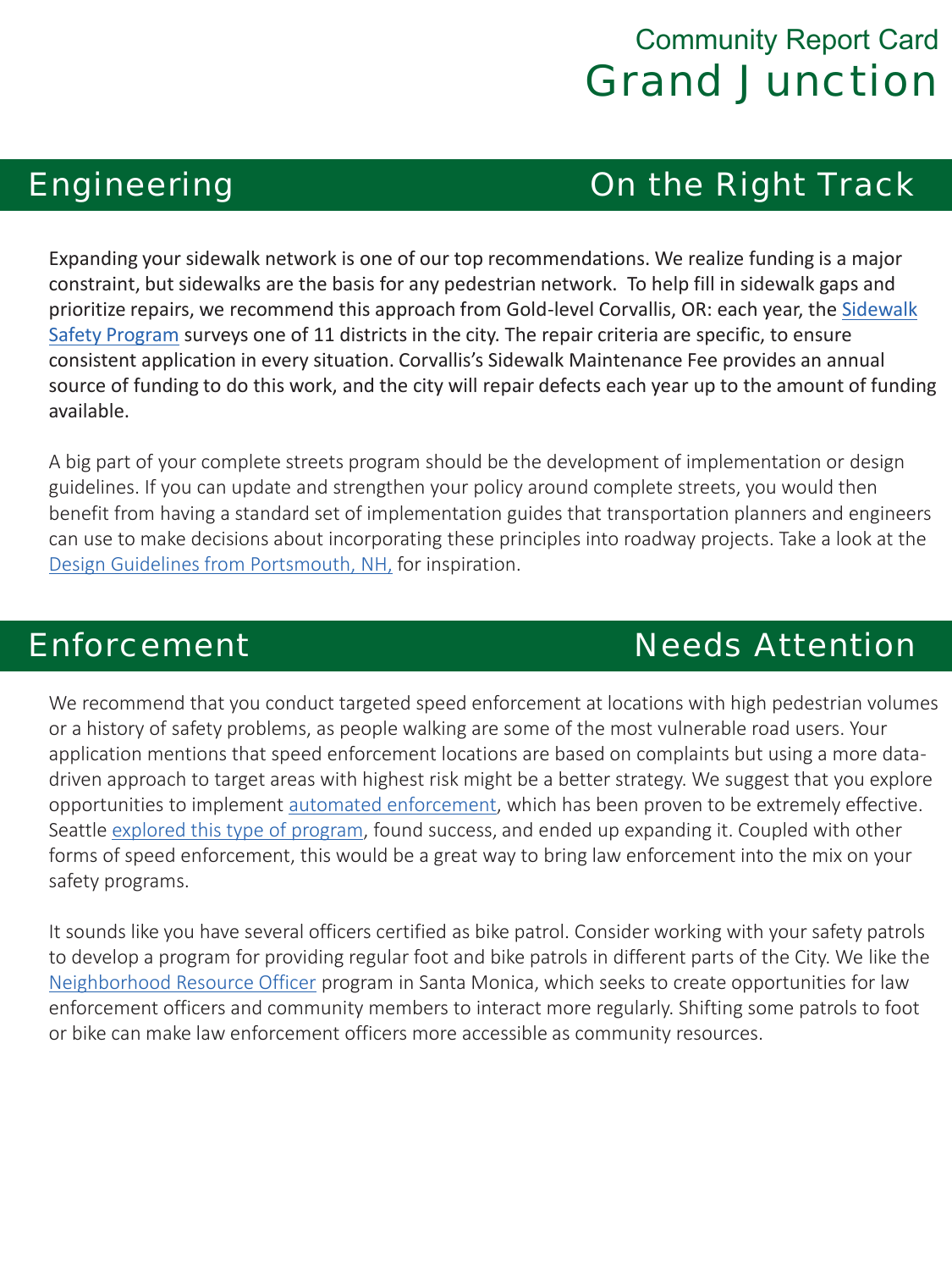# Community Report Card
# Grand Junction

## Engineering — On the Right Track

Expanding your sidewalk network is one of our top recommendations. We realize funding is a major constraint, but sidewalks are the basis for any pedestrian network. To help fill in sidewalk gaps and prioritize repairs, we recommend this approach from Gold-level Corvallis, OR: each year, the Sidewalk Safety Program surveys one of 11 districts in the city. The repair criteria are specific, to ensure consistent application in every situation. Corvallis's Sidewalk Maintenance Fee provides an annual source of funding to do this work, and the city will repair defects each year up to the amount of funding available.

A big part of your complete streets program should be the development of implementation or design guidelines. If you can update and strengthen your policy around complete streets, you would then benefit from having a standard set of implementation guides that transportation planners and engineers can use to make decisions about incorporating these principles into roadway projects. Take a look at the Design Guidelines from Portsmouth, NH, for inspiration.

## Enforcement — Needs Attention

We recommend that you conduct targeted speed enforcement at locations with high pedestrian volumes or a history of safety problems, as people walking are some of the most vulnerable road users. Your application mentions that speed enforcement locations are based on complaints but using a more data-driven approach to target areas with highest risk might be a better strategy. We suggest that you explore opportunities to implement automated enforcement, which has been proven to be extremely effective. Seattle explored this type of program, found success, and ended up expanding it. Coupled with other forms of speed enforcement, this would be a great way to bring law enforcement into the mix on your safety programs.

It sounds like you have several officers certified as bike patrol. Consider working with your safety patrols to develop a program for providing regular foot and bike patrols in different parts of the City. We like the Neighborhood Resource Officer program in Santa Monica, which seeks to create opportunities for law enforcement officers and community members to interact more regularly. Shifting some patrols to foot or bike can make law enforcement officers more accessible as community resources.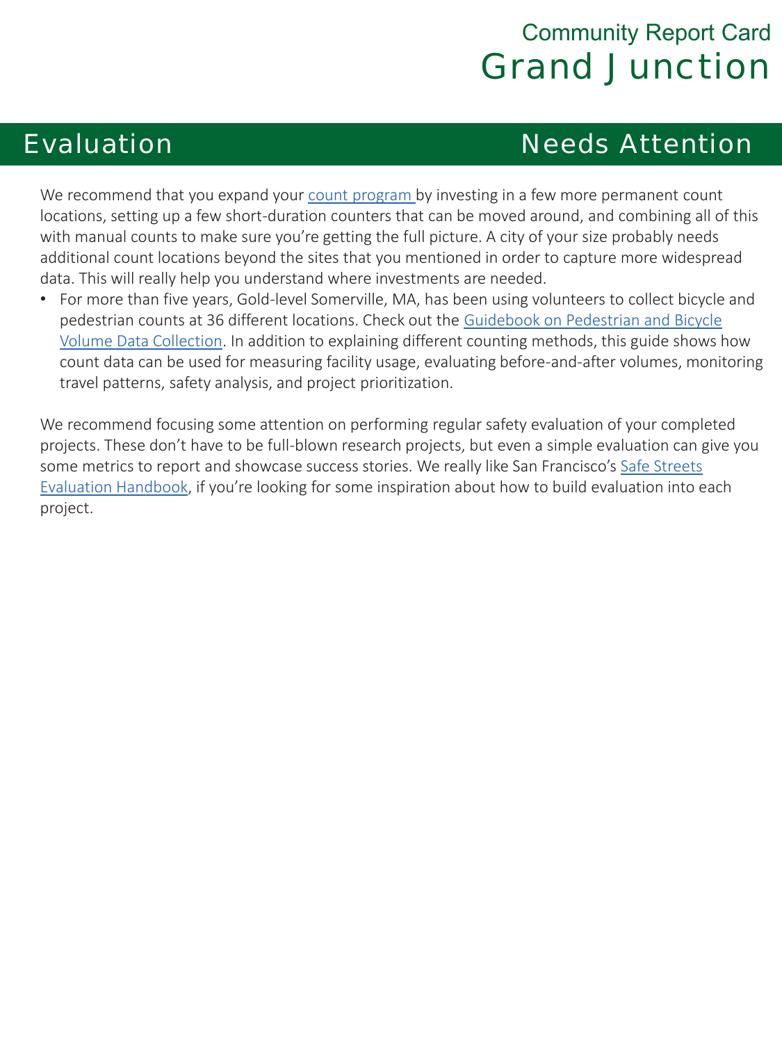## Evaluation — Needs Attention

We recommend that you expand your count program by investing in a few more permanent count locations, setting up a few short-duration counters that can be moved around, and combining all of this with manual counts to make sure you're getting the full picture. A city of your size probably needs additional count locations beyond the sites that you mentioned in order to capture more widespread data. This will really help you understand where investments are needed.

- For more than five years, Gold-level Somerville, MA, has been using volunteers to collect bicycle and pedestrian counts at 36 different locations. Check out the Guidebook on Pedestrian and Bicycle Volume Data Collection. In addition to explaining different counting methods, this guide shows how count data can be used for measuring facility usage, evaluating before-and-after volumes, monitoring travel patterns, safety analysis, and project prioritization.

We recommend focusing some attention on performing regular safety evaluation of your completed projects. These don't have to be full-blown research projects, but even a simple evaluation can give you some metrics to report and showcase success stories. We really like San Francisco's Safe Streets Evaluation Handbook, if you're looking for some inspiration about how to build evaluation into each project.